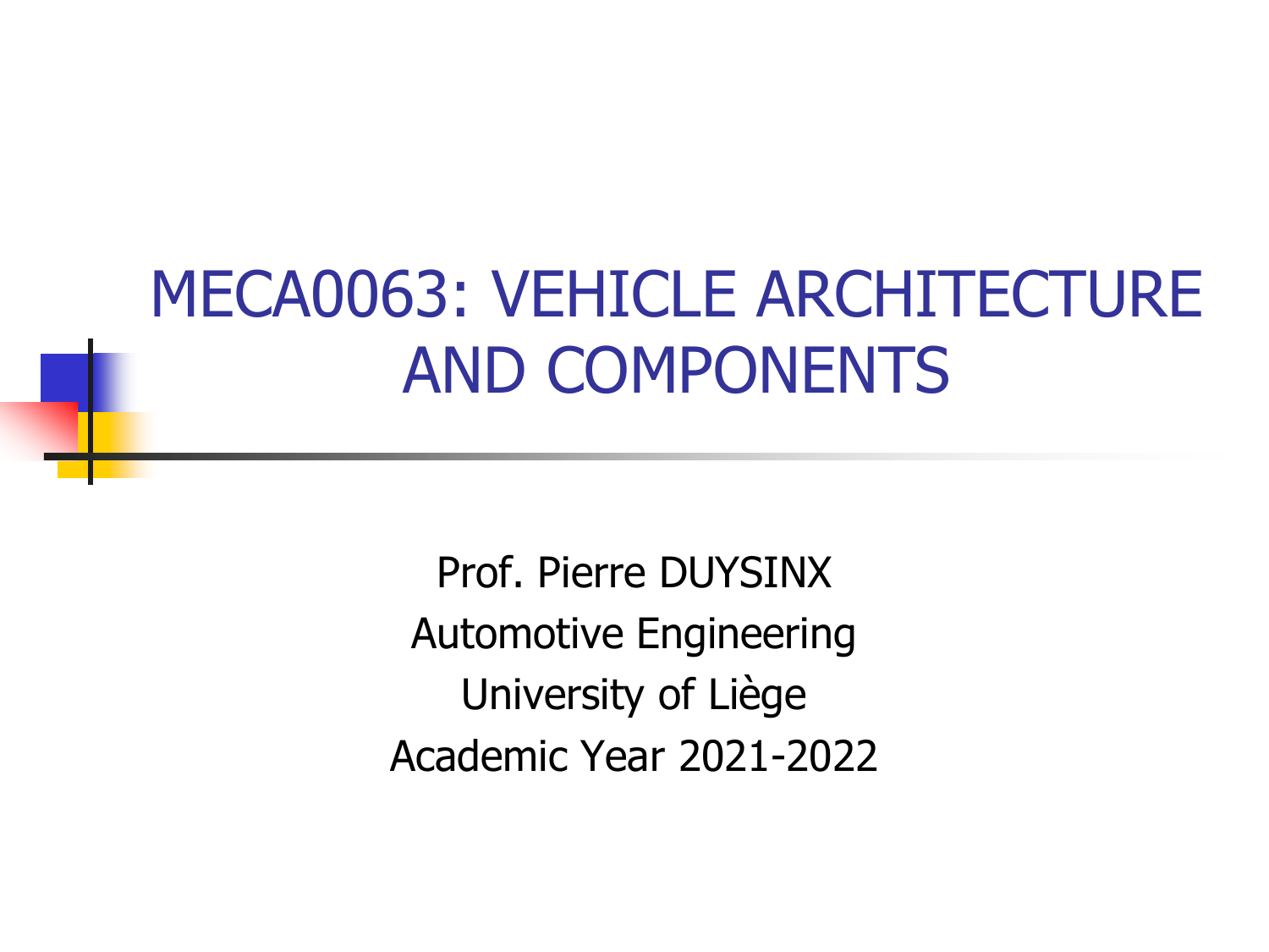# MECA0063: VEHICLE ARCHITECTURE AND COMPONENTS

Prof. Pierre DUYSINX

Automotive Engineering

University of Liège

Academic Year 2021-2022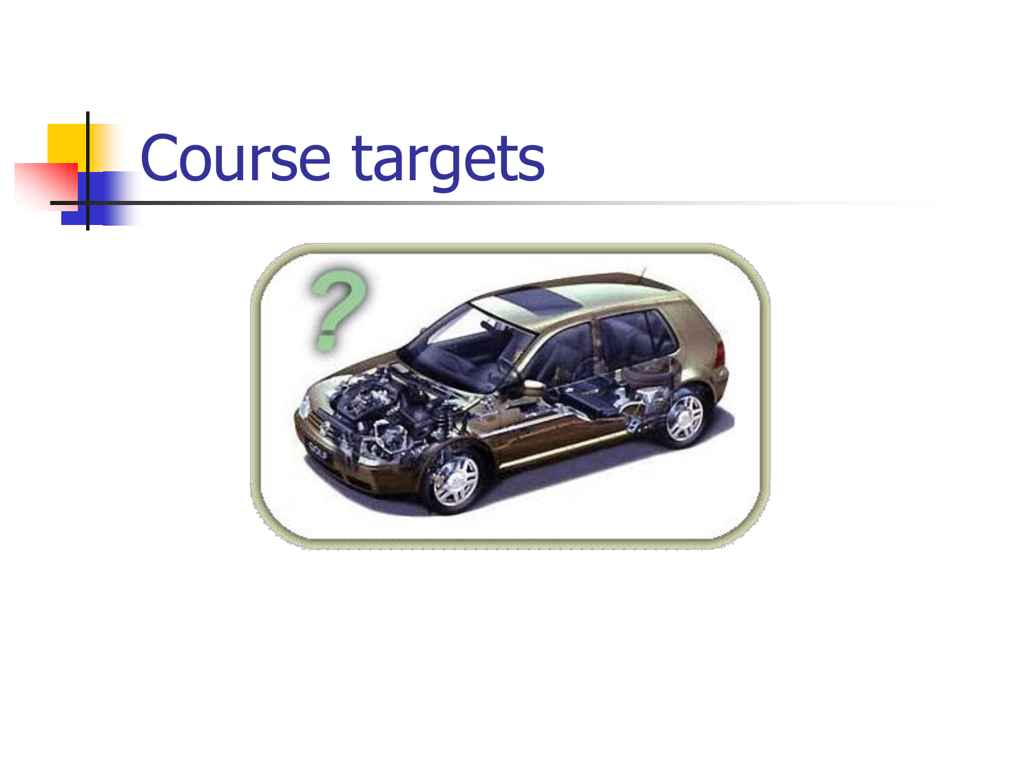# Course targets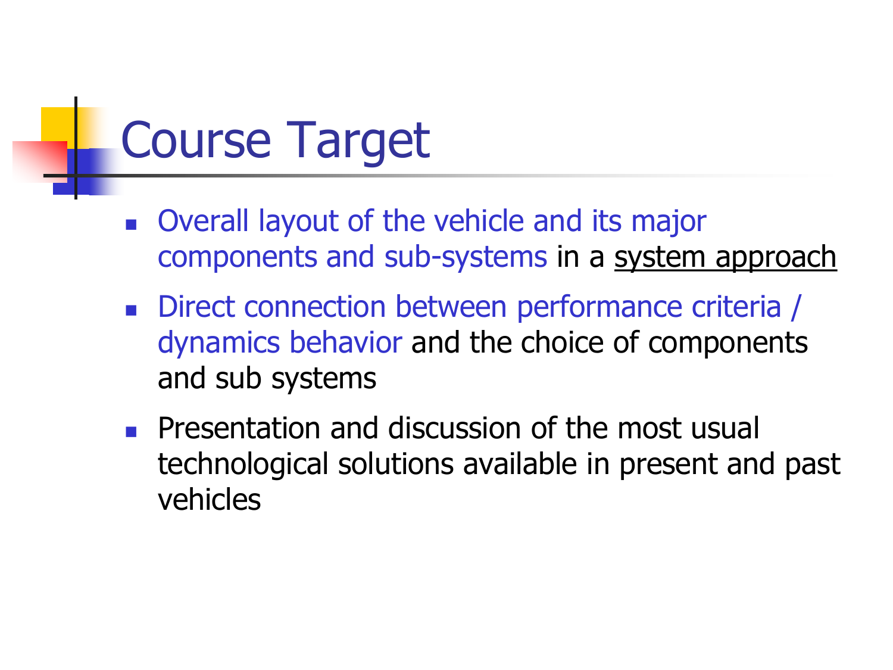# Course Target

- Overall layout of the vehicle and its major components and sub-systems in a system approach
- Direct connection between performance criteria / dynamics behavior and the choice of components and sub systems
- Presentation and discussion of the most usual technological solutions available in present and past vehicles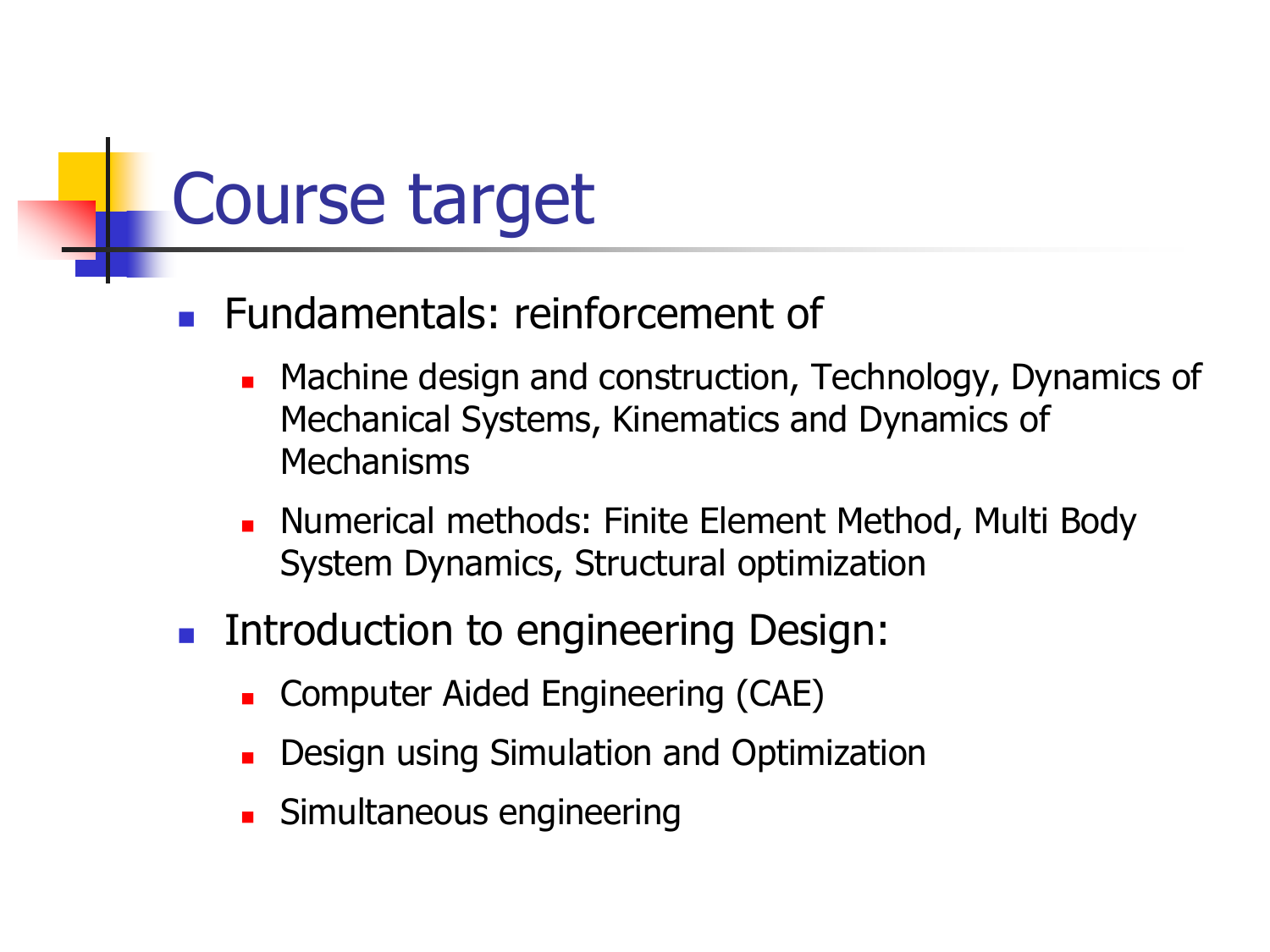# Course target

- Fundamentals: reinforcement of
  - Machine design and construction, Technology, Dynamics of Mechanical Systems, Kinematics and Dynamics of Mechanisms
  - Numerical methods: Finite Element Method, Multi Body System Dynamics, Structural optimization
- Introduction to engineering Design:
  - Computer Aided Engineering (CAE)
  - Design using Simulation and Optimization
  - Simultaneous engineering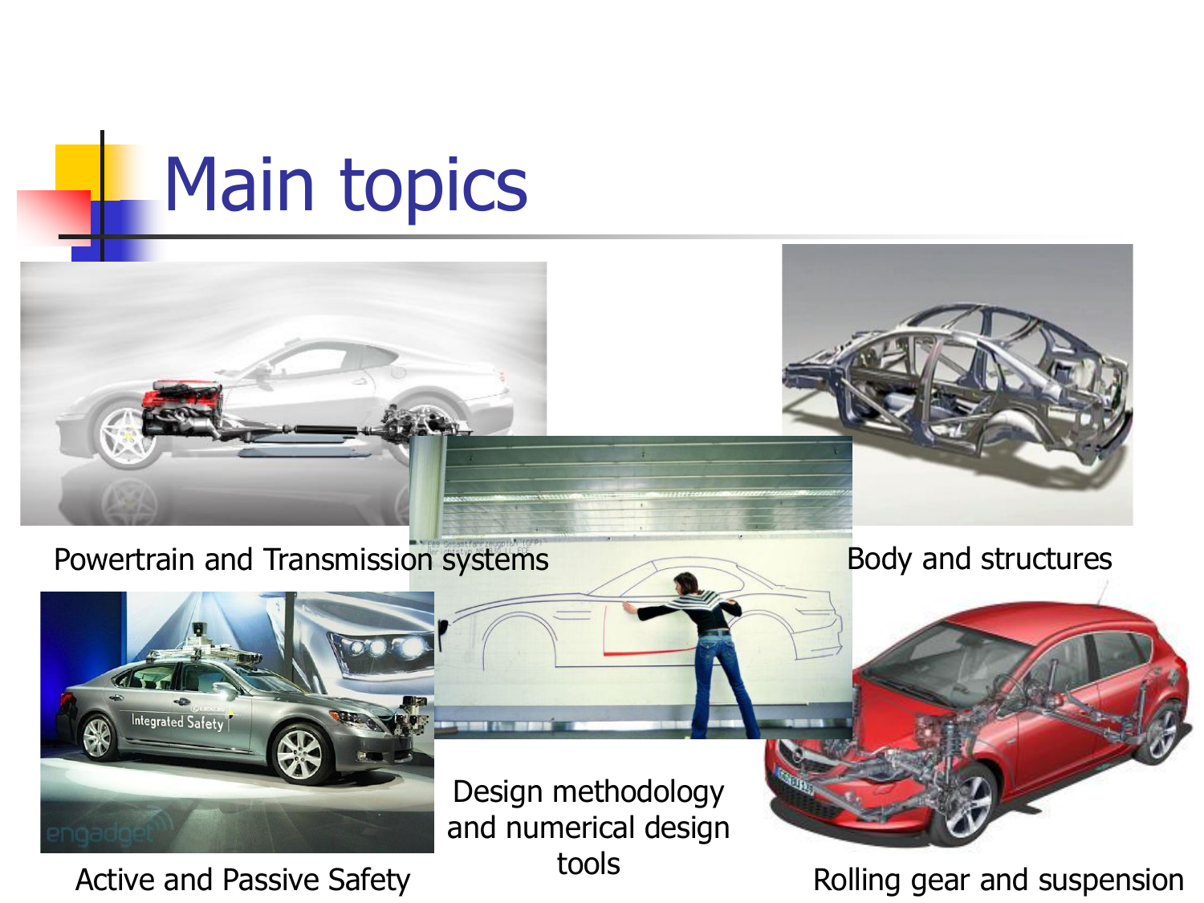# Main topics

Powertrain and Transmission systems

Body and structures

Active and Passive Safety

Design methodology and numerical design tools

Rolling gear and suspension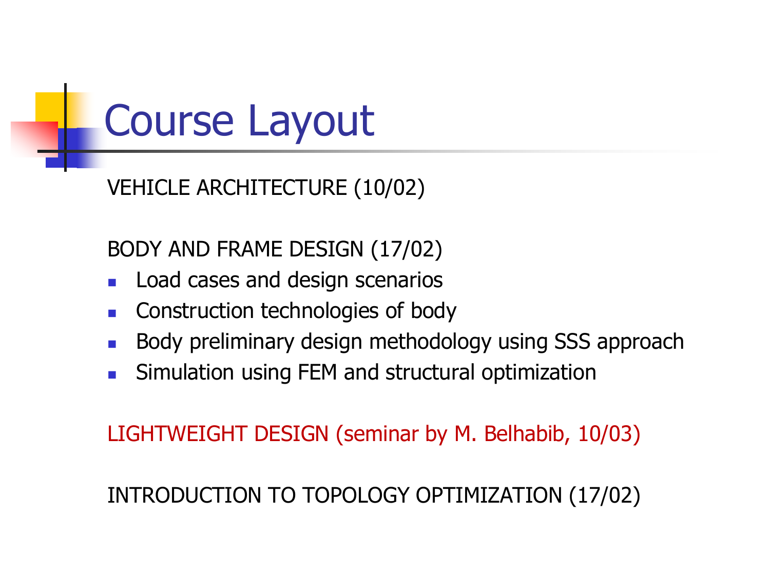# Course Layout

VEHICLE ARCHITECTURE (10/02)

BODY AND FRAME DESIGN (17/02)

- Load cases and design scenarios
- Construction technologies of body
- Body preliminary design methodology using SSS approach
- Simulation using FEM and structural optimization

LIGHTWEIGHT DESIGN (seminar by M. Belhabib, 10/03)

INTRODUCTION TO TOPOLOGY OPTIMIZATION (17/02)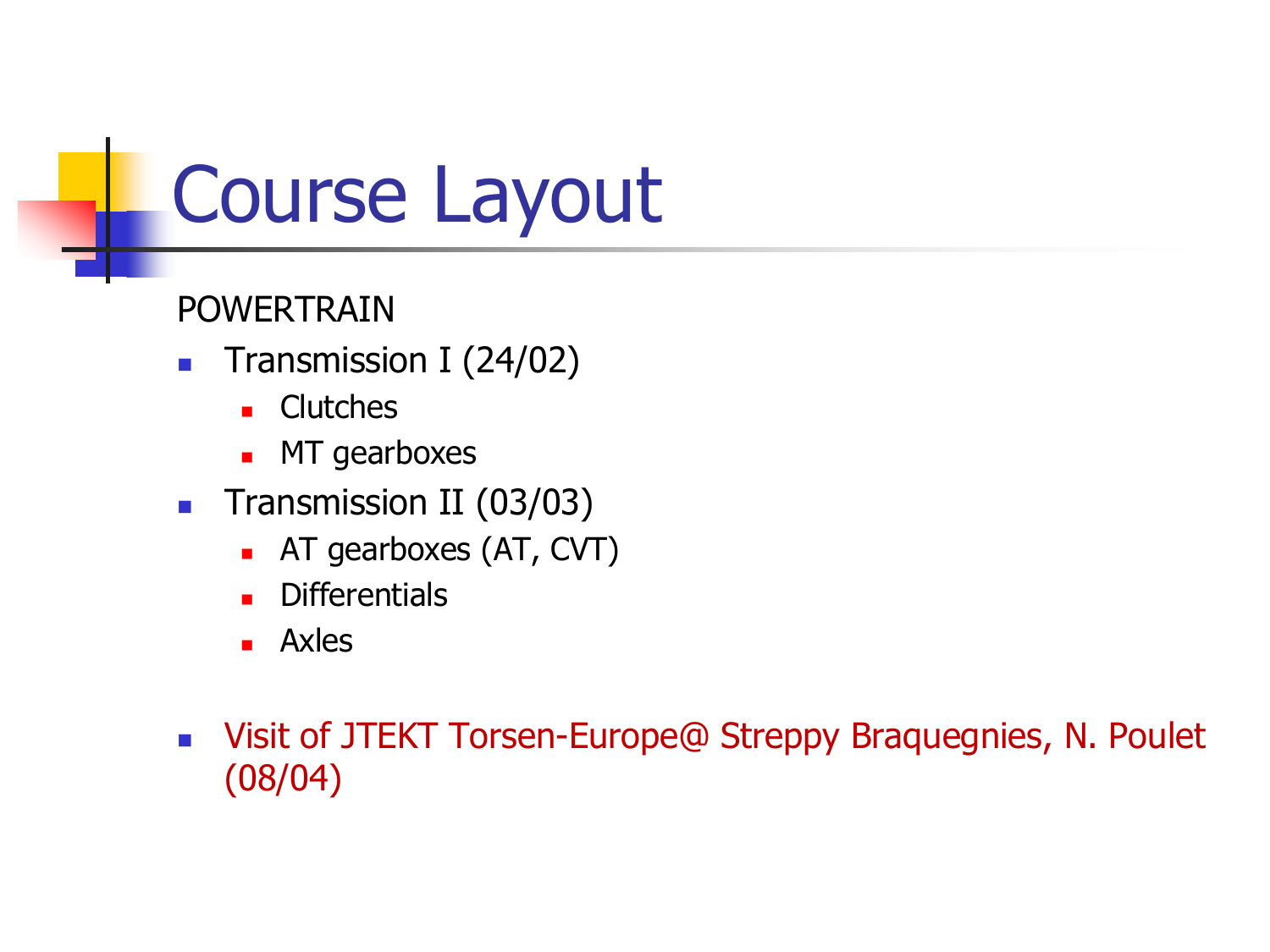# Course Layout

POWERTRAIN

- Transmission I (24/02)
  - Clutches
  - MT gearboxes
- Transmission II (03/03)
  - AT gearboxes (AT, CVT)
  - Differentials
  - Axles

- Visit of JTEKT Torsen-Europe@ Streppy Braquegnies, N. Poulet (08/04)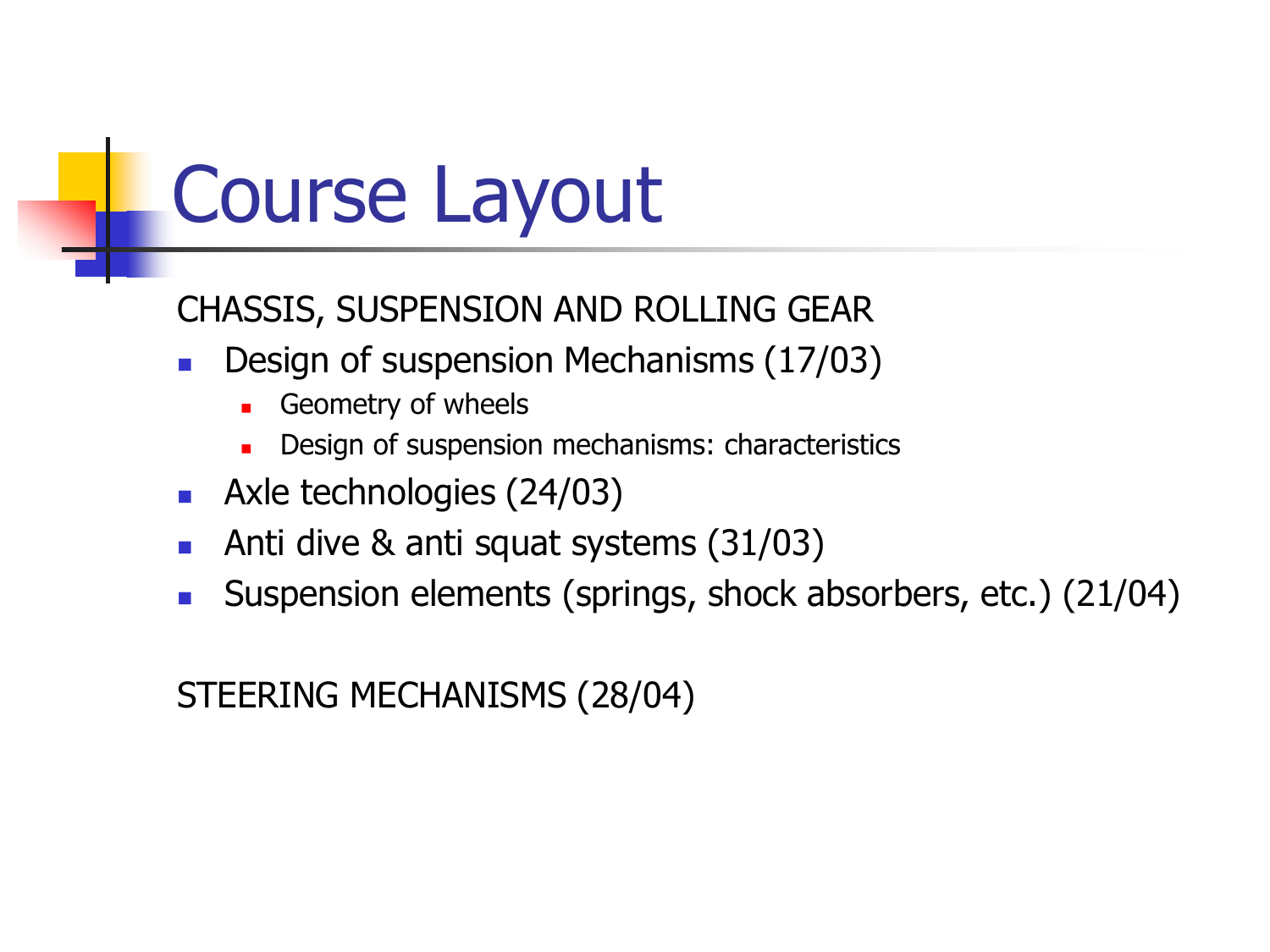# Course Layout

CHASSIS, SUSPENSION AND ROLLING GEAR

- Design of suspension Mechanisms (17/03)
  - Geometry of wheels
  - Design of suspension mechanisms: characteristics
- Axle technologies (24/03)
- Anti dive & anti squat systems (31/03)
- Suspension elements (springs, shock absorbers, etc.) (21/04)

STEERING MECHANISMS (28/04)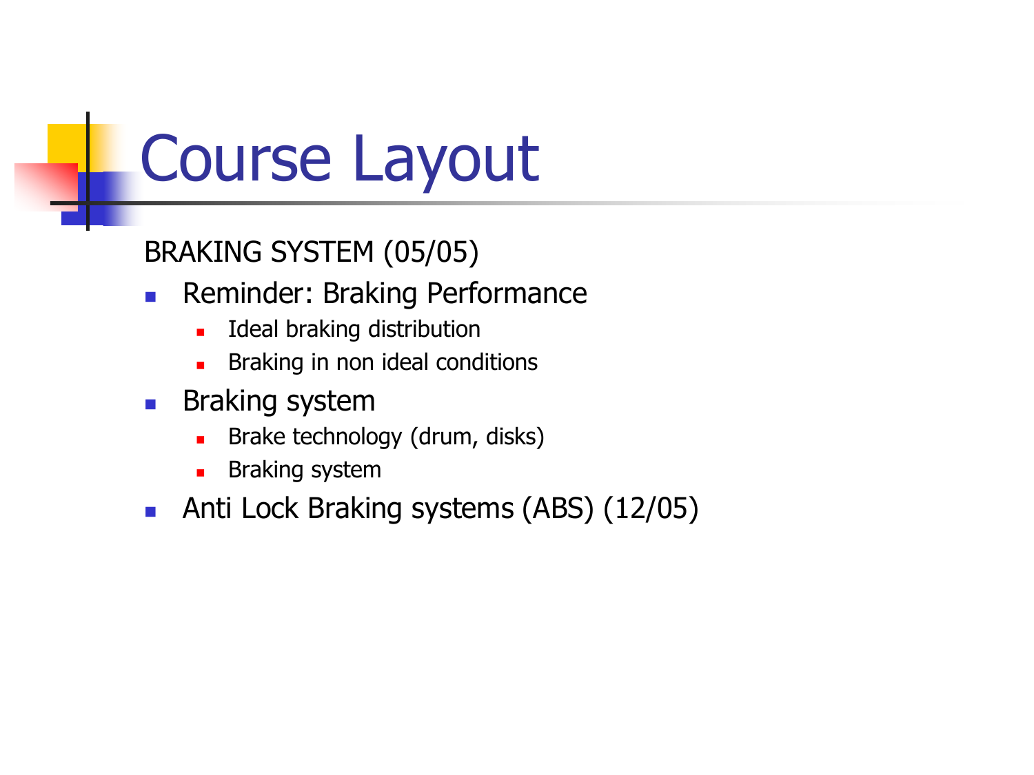# Course Layout

BRAKING SYSTEM (05/05)

- Reminder: Braking Performance
  - Ideal braking distribution
  - Braking in non ideal conditions
- Braking system
  - Brake technology (drum, disks)
  - Braking system
- Anti Lock Braking systems (ABS) (12/05)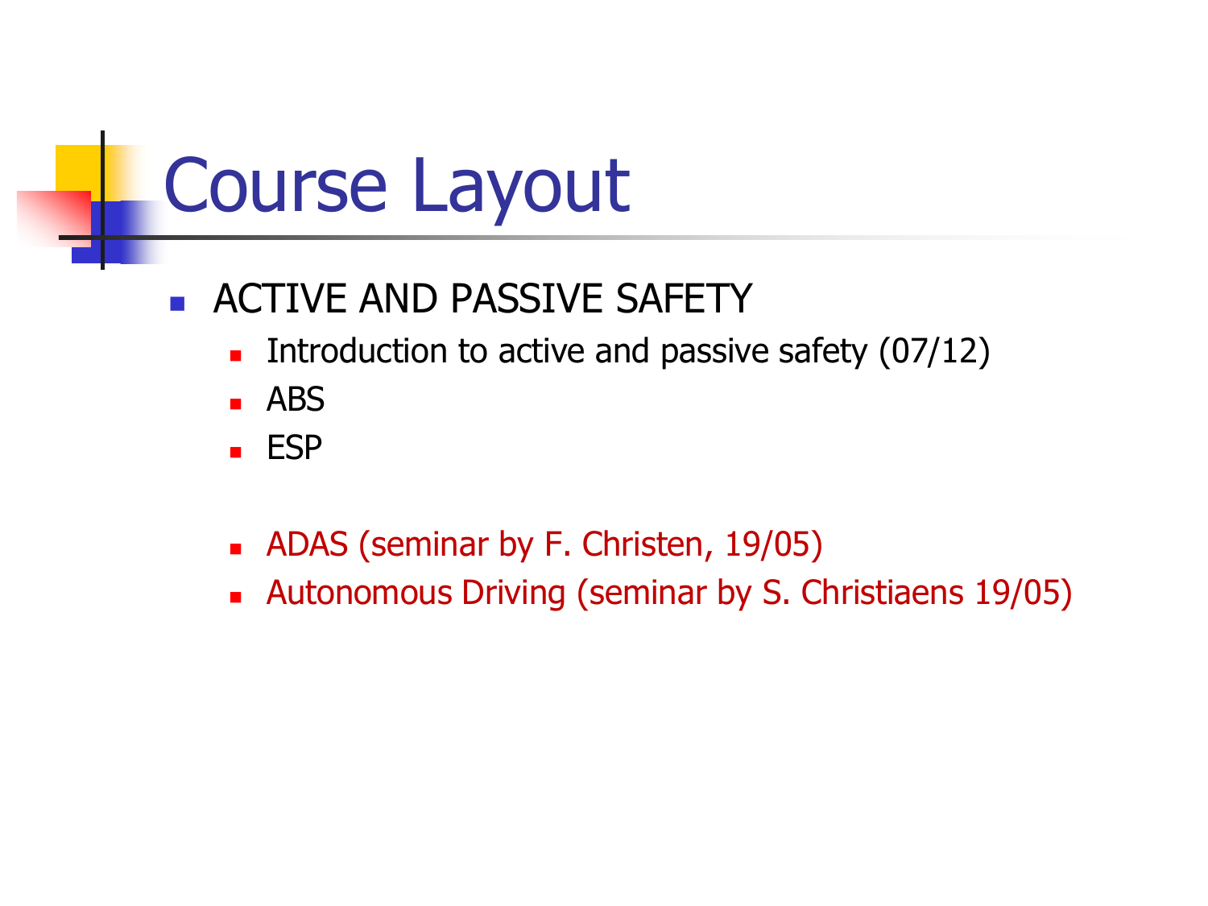# Course Layout

- ACTIVE AND PASSIVE SAFETY
  - Introduction to active and passive safety (07/12)
  - ABS
  - ESP

  - ADAS (seminar by F. Christen, 19/05)
  - Autonomous Driving (seminar by S. Christiaens 19/05)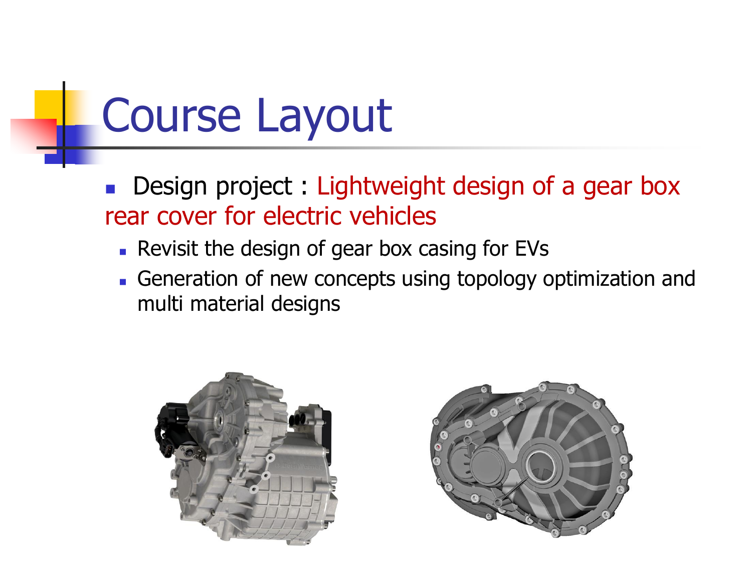# Course Layout

- Design project : Lightweight design of a gear box rear cover for electric vehicles
  - Revisit the design of gear box casing for EVs
  - Generation of new concepts using topology optimization and multi material designs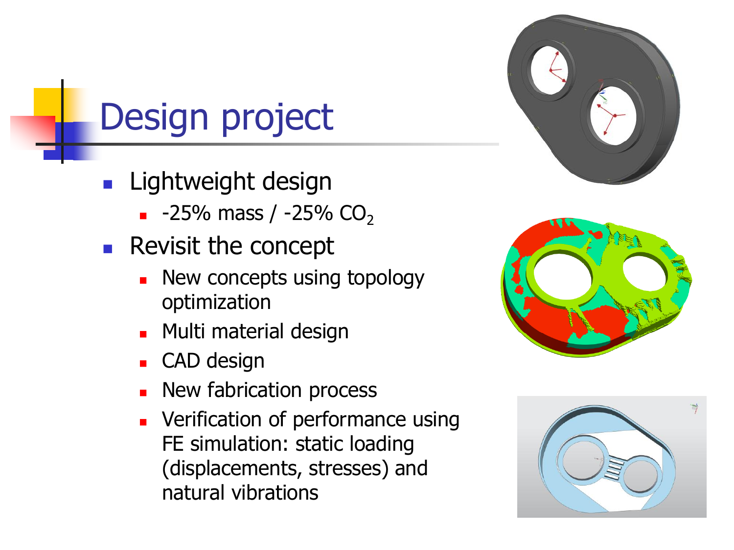# Design project

- Lightweight design
  - -25% mass / -25% $CO_2$
- Revisit the concept
  - New concepts using topology optimization
  - Multi material design
  - CAD design
  - New fabrication process
  - Verification of performance using FE simulation: static loading (displacements, stresses) and natural vibrations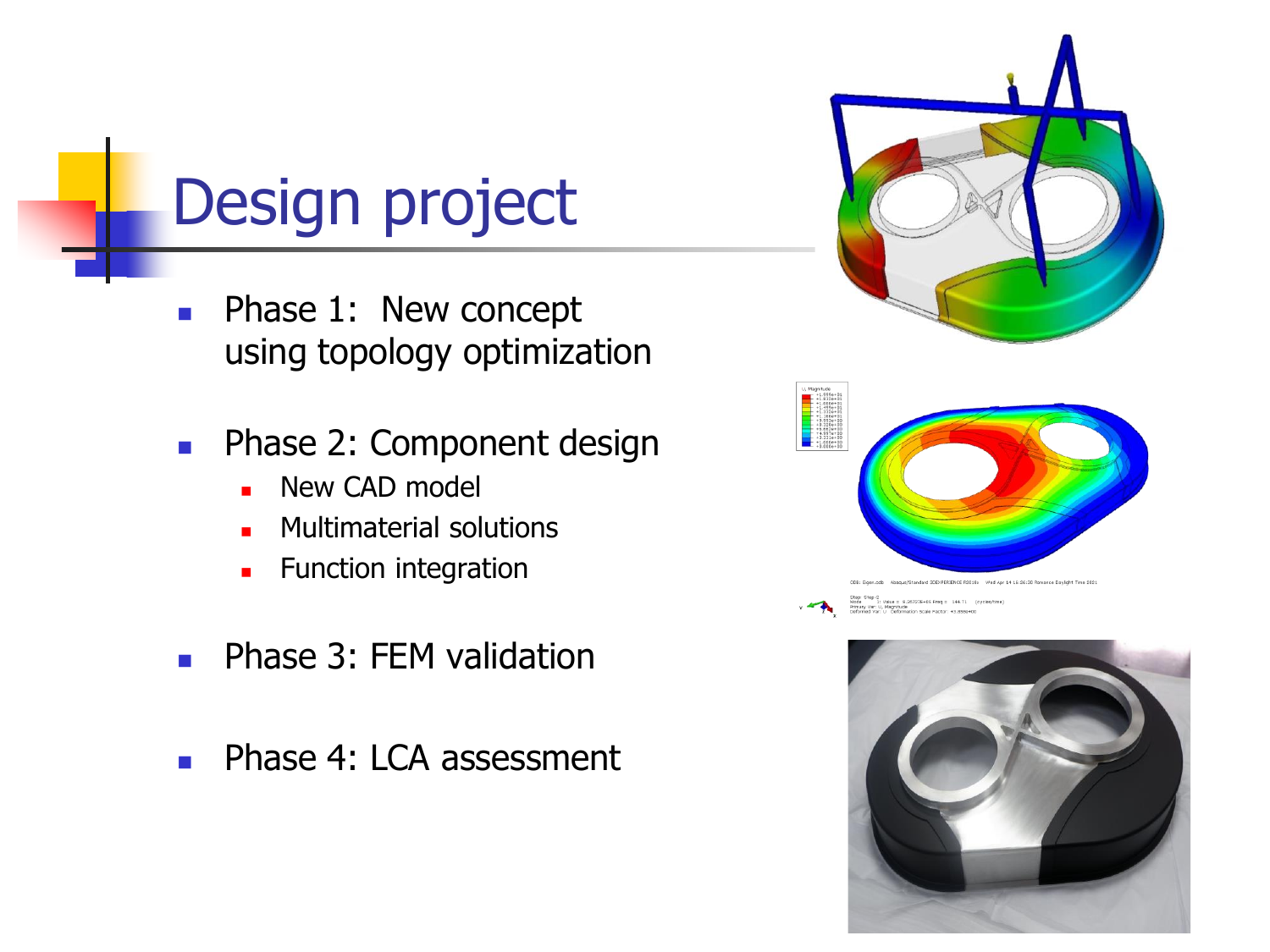# Design project

- Phase 1: New concept using topology optimization
- Phase 2: Component design
  - New CAD model
  - Multimaterial solutions
  - Function integration
- Phase 3: FEM validation
- Phase 4: LCA assessment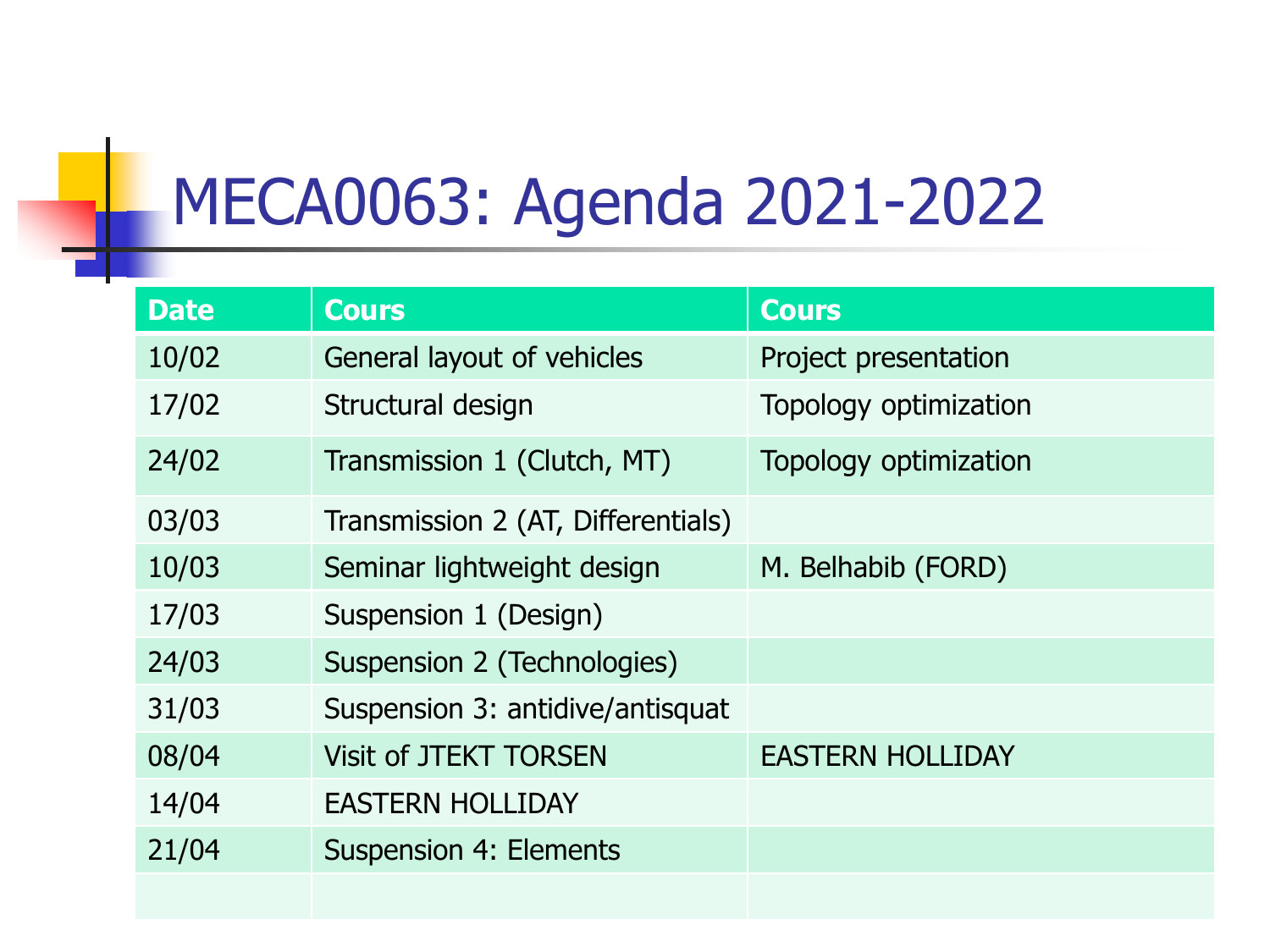# MECA0063: Agenda 2021-2022

| Date | Cours | Cours |
|---|---|---|
| 10/02 | General layout of vehicles | Project presentation |
| 17/02 | Structural design | Topology optimization |
| 24/02 | Transmission 1 (Clutch, MT) | Topology optimization |
| 03/03 | Transmission 2 (AT, Differentials) | |
| 10/03 | Seminar lightweight design | M. Belhabib (FORD) |
| 17/03 | Suspension 1 (Design) | |
| 24/03 | Suspension 2 (Technologies) | |
| 31/03 | Suspension 3: antidive/antisquat | |
| 08/04 | Visit of JTEKT TORSEN | EASTERN HOLLIDAY |
| 14/04 | EASTERN HOLLIDAY | |
| 21/04 | Suspension 4: Elements | |
| | | |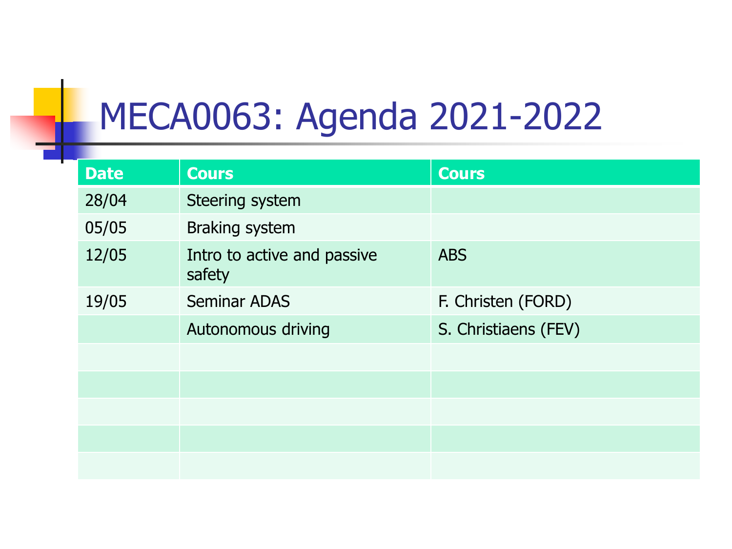# MECA0063: Agenda 2021-2022

| Date | Cours | Cours |
|---|---|---|
| 28/04 | Steering system | |
| 05/05 | Braking system | |
| 12/05 | Intro to active and passive safety | ABS |
| 19/05 | Seminar ADAS | F. Christen (FORD) |
| | Autonomous driving | S. Christiaens (FEV) |
| | | |
| | | |
| | | |
| | | |
| | | |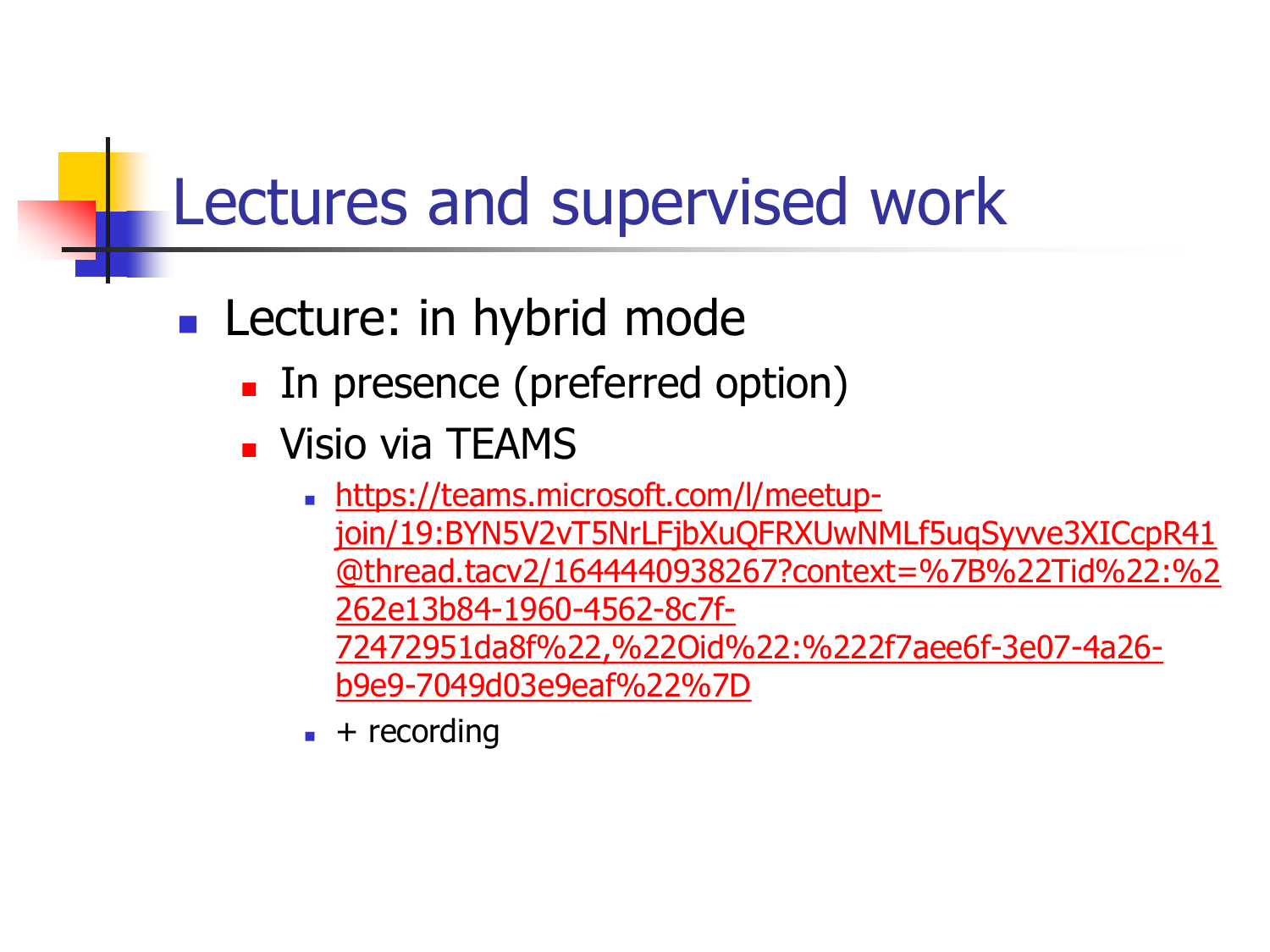# Lectures and supervised work

- Lecture: in hybrid mode
  - In presence (preferred option)
  - Visio via TEAMS
    - https://teams.microsoft.com/l/meetup-join/19:BYN5V2vT5NrLFjbXuQFRXUwNMLf5uqSyvve3XICcpR41@thread.tacv2/1644440938267?context=%7B%22Tid%22:%2262e13b84-1960-4562-8c7f-72472951da8f%22,%22Oid%22:%222f7aee6f-3e07-4a26-b9e9-7049d03e9eaf%22%7D
    - + recording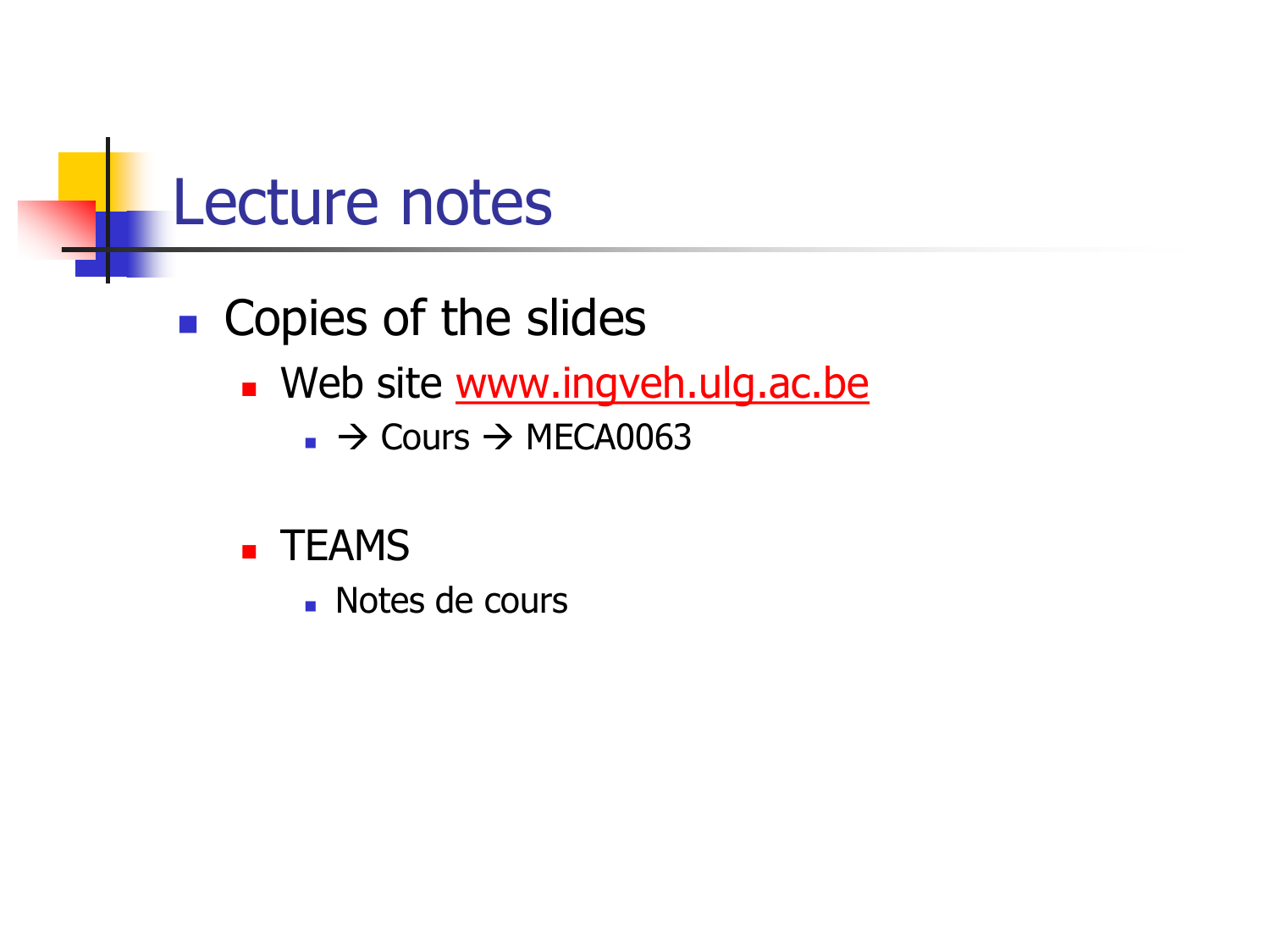# Lecture notes

- Copies of the slides
  - Web site www.ingveh.ulg.ac.be
    - → Cours → MECA0063
  - TEAMS
    - Notes de cours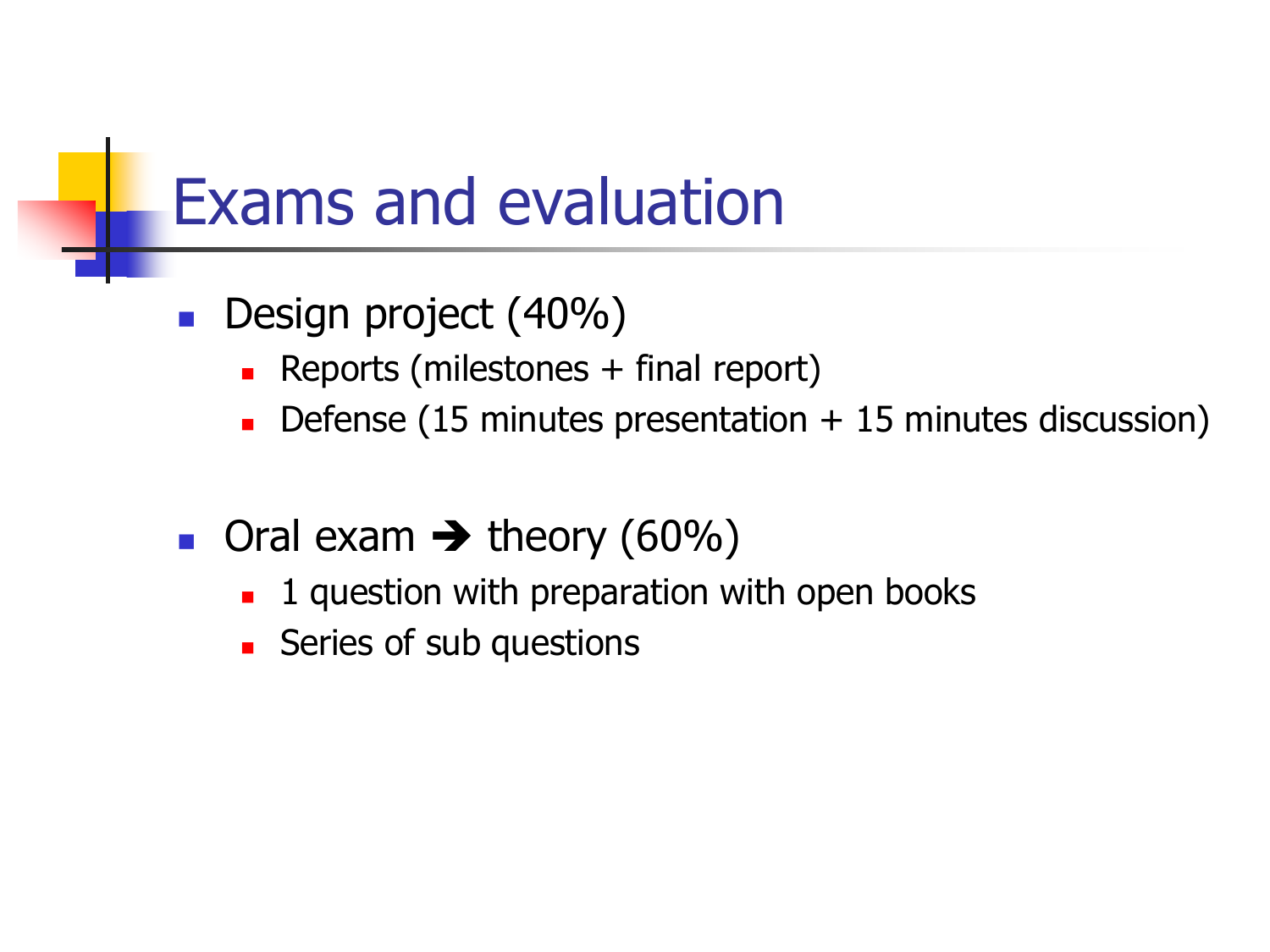# Exams and evaluation

- Design project (40%)
  - Reports (milestones + final report)
  - Defense (15 minutes presentation + 15 minutes discussion)

- Oral exam ➔ theory (60%)
  - 1 question with preparation with open books
  - Series of sub questions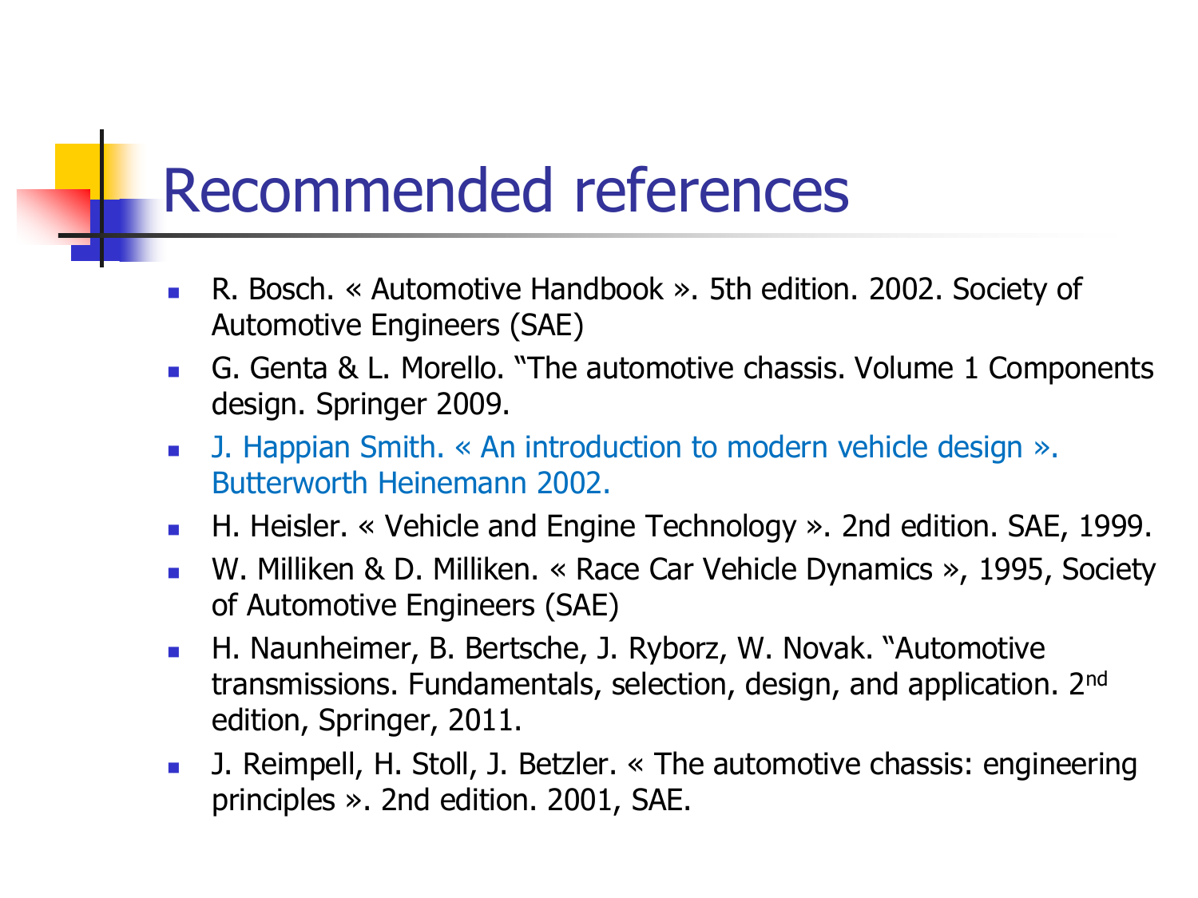# Recommended references

- R. Bosch. « Automotive Handbook ». 5th edition. 2002. Society of Automotive Engineers (SAE)
- G. Genta & L. Morello. "The automotive chassis. Volume 1 Components design. Springer 2009.
- J. Happian Smith. « An introduction to modern vehicle design ». Butterworth Heinemann 2002.
- H. Heisler. « Vehicle and Engine Technology ». 2nd edition. SAE, 1999.
- W. Milliken & D. Milliken. « Race Car Vehicle Dynamics », 1995, Society of Automotive Engineers (SAE)
- H. Naunheimer, B. Bertsche, J. Ryborz, W. Novak. "Automotive transmissions. Fundamentals, selection, design, and application. 2nd edition, Springer, 2011.
- J. Reimpell, H. Stoll, J. Betzler. « The automotive chassis: engineering principles ». 2nd edition. 2001, SAE.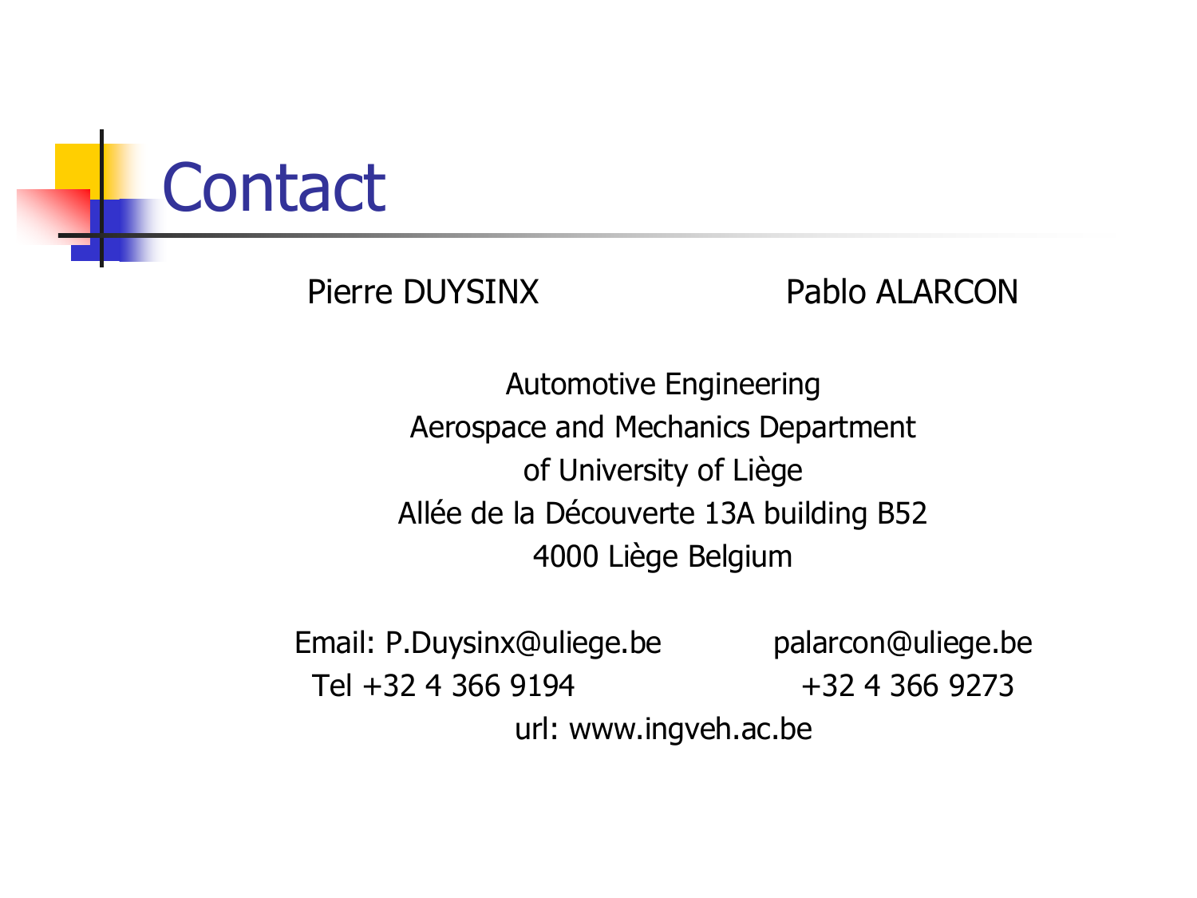# Contact

Pierre DUYSINX Pablo ALARCON

Automotive Engineering
Aerospace and Mechanics Department
of University of Liège
Allée de la Découverte 13A building B52
4000 Liège Belgium

Email: P.Duysinx@uliege.be palarcon@uliege.be
Tel +32 4 366 9194 +32 4 366 9273
url: www.ingveh.ac.be